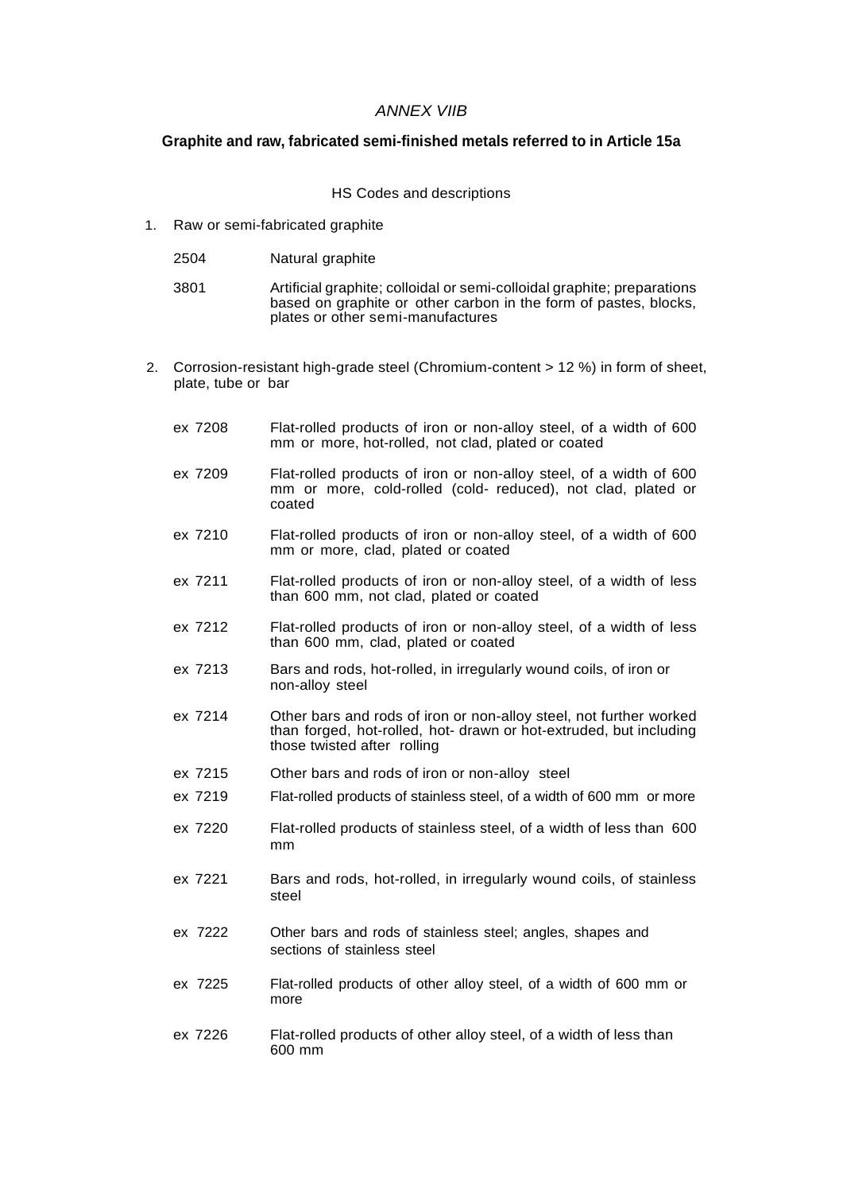*ANNEX VIIB*

**Graphite and raw, fabricated semi-finished metals referred to in Article 15a**

HS Codes and descriptions

1. Raw or semi-fabricated graphite

| | |
|---|---|
| 2504 | Natural graphite |
| 3801 | Artificial graphite; colloidal or semi-colloidal graphite; preparations based on graphite or other carbon in the form of pastes, blocks, plates or other semi-manufactures |

2. Corrosion-resistant high-grade steel (Chromium-content > 12 %) in form of sheet, plate, tube or bar

| | |
|---|---|
| ex 7208 | Flat-rolled products of iron or non-alloy steel, of a width of 600 mm or more, hot-rolled, not clad, plated or coated |
| ex 7209 | Flat-rolled products of iron or non-alloy steel, of a width of 600 mm or more, cold-rolled (cold- reduced), not clad, plated or coated |
| ex 7210 | Flat-rolled products of iron or non-alloy steel, of a width of 600 mm or more, clad, plated or coated |
| ex 7211 | Flat-rolled products of iron or non-alloy steel, of a width of less than 600 mm, not clad, plated or coated |
| ex 7212 | Flat-rolled products of iron or non-alloy steel, of a width of less than 600 mm, clad, plated or coated |
| ex 7213 | Bars and rods, hot-rolled, in irregularly wound coils, of iron or non-alloy steel |
| ex 7214 | Other bars and rods of iron or non-alloy steel, not further worked than forged, hot-rolled, hot- drawn or hot-extruded, but including those twisted after rolling |
| ex 7215 | Other bars and rods of iron or non-alloy steel |
| ex 7219 | Flat-rolled products of stainless steel, of a width of 600 mm or more |
| ex 7220 | Flat-rolled products of stainless steel, of a width of less than 600 mm |
| ex 7221 | Bars and rods, hot-rolled, in irregularly wound coils, of stainless steel |
| ex 7222 | Other bars and rods of stainless steel; angles, shapes and sections of stainless steel |
| ex 7225 | Flat-rolled products of other alloy steel, of a width of 600 mm or more |
| ex 7226 | Flat-rolled products of other alloy steel, of a width of less than 600 mm |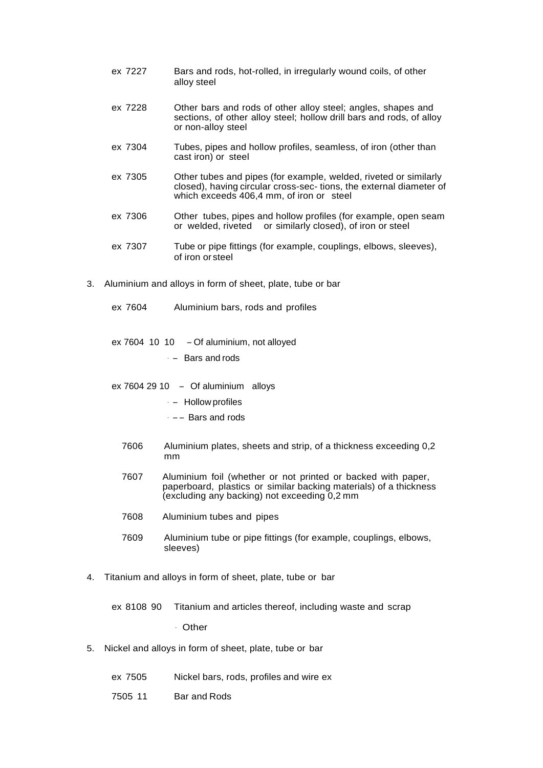| | |
|---|---|
| ex 7227 | Bars and rods, hot-rolled, in irregularly wound coils, of other alloy steel |
| ex 7228 | Other bars and rods of other alloy steel; angles, shapes and sections, of other alloy steel; hollow drill bars and rods, of alloy or non-alloy steel |
| ex 7304 | Tubes, pipes and hollow profiles, seamless, of iron (other than cast iron) or steel |
| ex 7305 | Other tubes and pipes (for example, welded, riveted or similarly closed), having circular cross-sec- tions, the external diameter of which exceeds 406,4 mm, of iron or steel |
| ex 7306 | Other tubes, pipes and hollow profiles (for example, open seam or welded, riveted or similarly closed), of iron or steel |
| ex 7307 | Tube or pipe fittings (for example, couplings, elbows, sleeves), of iron or steel |

3. Aluminium and alloys in form of sheet, plate, tube or bar

| | |
|---|---|
| ex 7604 | Aluminium bars, rods and profiles |
| ex 7604 10 10 | – Of aluminium, not alloyed |
| | - – Bars and rods |
| ex 7604 29 10 | – Of aluminium alloys |
| | - – Hollow profiles |
| | - – – Bars and rods |
| 7606 | Aluminium plates, sheets and strip, of a thickness exceeding 0,2 mm |
| 7607 | Aluminium foil (whether or not printed or backed with paper, paperboard, plastics or similar backing materials) of a thickness (excluding any backing) not exceeding 0,2 mm |
| 7608 | Aluminium tubes and pipes |
| 7609 | Aluminium tube or pipe fittings (for example, couplings, elbows, sleeves) |

4. Titanium and alloys in form of sheet, plate, tube or bar

| | |
|---|---|
| ex 8108 90 | Titanium and articles thereof, including waste and scrap |
| | - Other |

5. Nickel and alloys in form of sheet, plate, tube or bar

| | |
|---|---|
| ex 7505 | Nickel bars, rods, profiles and wire ex |
| 7505 11 | Bar and Rods |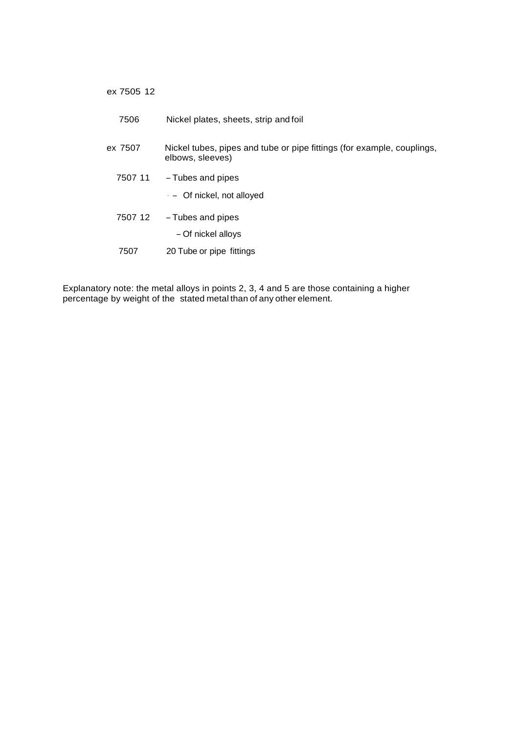| | |
|---|---|
| ex 7505 12 | |
| 7506 | Nickel plates, sheets, strip and foil |
| ex 7507 | Nickel tubes, pipes and tube or pipe fittings (for example, couplings, elbows, sleeves) |
| 7507 11 | – Tubes and pipes |
| | – – Of nickel, not alloyed |
| 7507 12 | – Tubes and pipes |
| | – Of nickel alloys |
| 7507 | 20 Tube or pipe fittings |

Explanatory note: the metal alloys in points 2, 3, 4 and 5 are those containing a higher percentage by weight of the stated metal than of any other element.